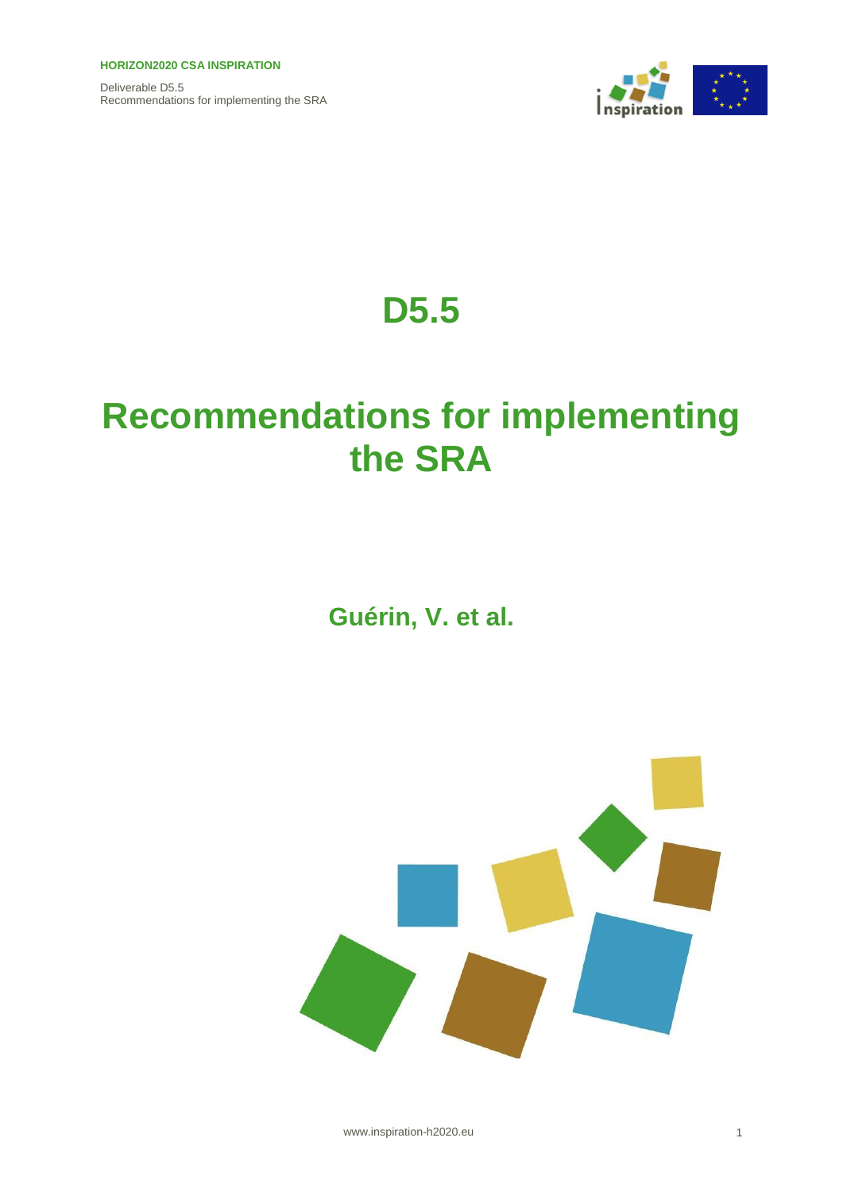# D5.5

# Recommendations for implementing the SRA

**Guérin, V. et al.**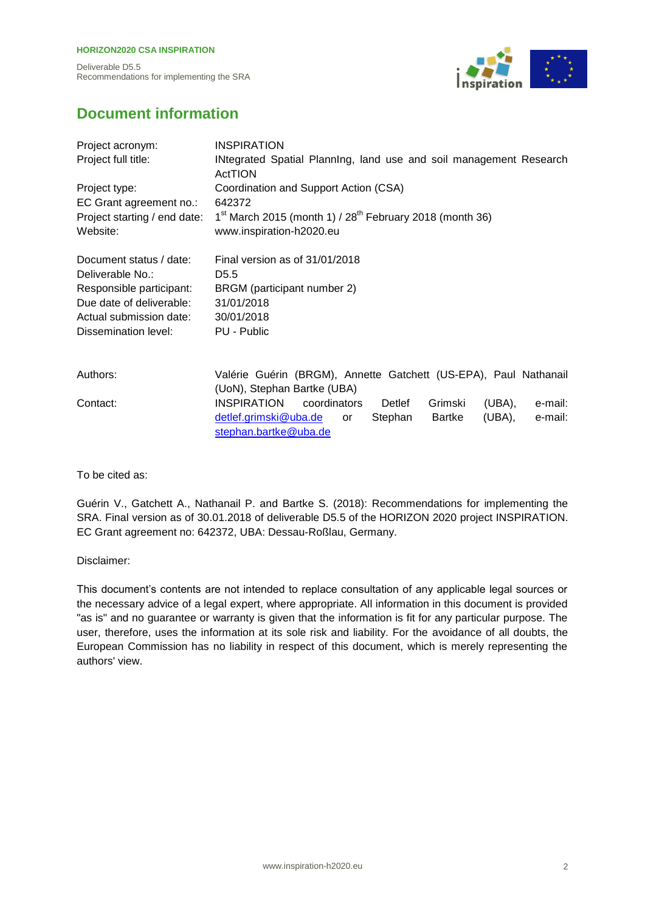# Document information

| | |
|---|---|
| Project acronym: | INSPIRATION |
| Project full title: | INtegrated Spatial PlannIng, land use and soil management Research ActTION |
| Project type: | Coordination and Support Action (CSA) |
| EC Grant agreement no.: | 642372 |
| Project starting / end date: | 1st March 2015 (month 1) / 28th February 2018 (month 36) |
| Website: | www.inspiration-h2020.eu |
| | |
| Document status / date: | Final version as of 31/01/2018 |
| Deliverable No.: | D5.5 |
| Responsible participant: | BRGM (participant number 2) |
| Due date of deliverable: | 31/01/2018 |
| Actual submission date: | 30/01/2018 |
| Dissemination level: | PU - Public |
| | |
| Authors: | Valérie Guérin (BRGM), Annette Gatchett (US-EPA), Paul Nathanail (UoN), Stephan Bartke (UBA) |
| Contact: | INSPIRATION coordinators Detlef Grimski (UBA), e-mail: detlef.grimski@uba.de or Stephan Bartke (UBA), e-mail: stephan.bartke@uba.de |

To be cited as:

Guérin V., Gatchett A., Nathanail P. and Bartke S. (2018): Recommendations for implementing the SRA. Final version as of 30.01.2018 of deliverable D5.5 of the HORIZON 2020 project INSPIRATION. EC Grant agreement no: 642372, UBA: Dessau-Roßlau, Germany.

Disclaimer:

This document's contents are not intended to replace consultation of any applicable legal sources or the necessary advice of a legal expert, where appropriate. All information in this document is provided "as is" and no guarantee or warranty is given that the information is fit for any particular purpose. The user, therefore, uses the information at its sole risk and liability. For the avoidance of all doubts, the European Commission has no liability in respect of this document, which is merely representing the authors' view.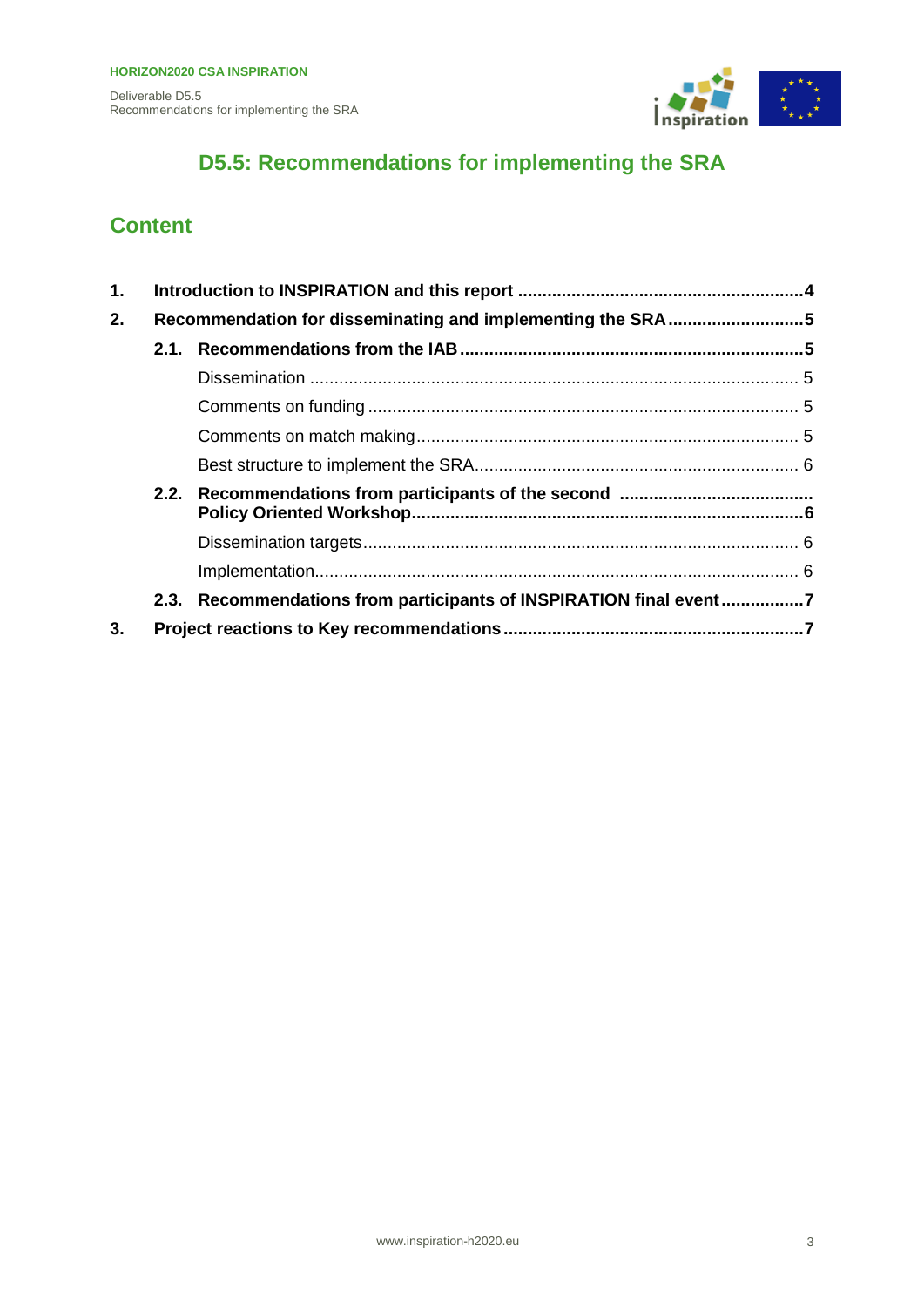# D5.5: Recommendations for implementing the SRA

## Content

1. **Introduction to INSPIRATION and this report** .......... **4**
2. **Recommendation for disseminating and implementing the SRA** .......... **5**
   - **2.1. Recommendations from the IAB** .......... **5**
     - Dissemination .......... 5
     - Comments on funding .......... 5
     - Comments on match making .......... 5
     - Best structure to implement the SRA .......... 6
   - **2.2. Recommendations from participants of the second Policy Oriented Workshop** .......... **6**
     - Dissemination targets .......... 6
     - Implementation .......... 6
   - **2.3. Recommendations from participants of INSPIRATION final event** .......... **7**
3. **Project reactions to Key recommendations** .......... **7**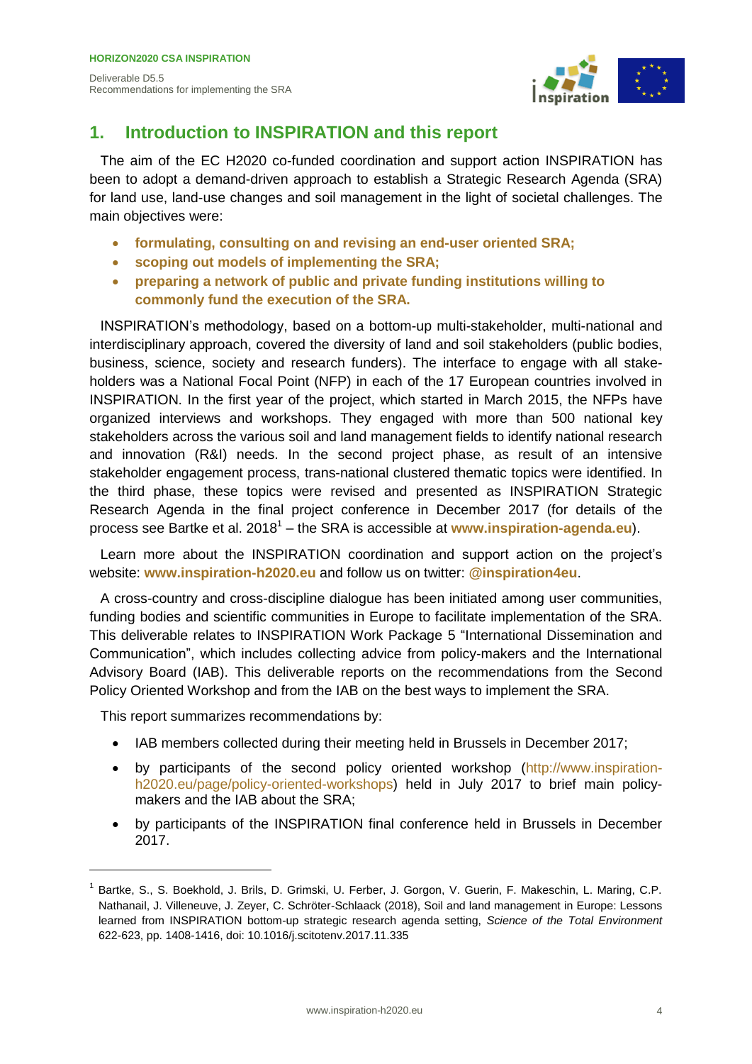# 1. Introduction to INSPIRATION and this report

The aim of the EC H2020 co-funded coordination and support action INSPIRATION has been to adopt a demand-driven approach to establish a Strategic Research Agenda (SRA) for land use, land-use changes and soil management in the light of societal challenges. The main objectives were:

- **formulating, consulting on and revising an end-user oriented SRA;**
- **scoping out models of implementing the SRA;**
- **preparing a network of public and private funding institutions willing to commonly fund the execution of the SRA.**

INSPIRATION's methodology, based on a bottom-up multi-stakeholder, multi-national and interdisciplinary approach, covered the diversity of land and soil stakeholders (public bodies, business, science, society and research funders). The interface to engage with all stake-holders was a National Focal Point (NFP) in each of the 17 European countries involved in INSPIRATION. In the first year of the project, which started in March 2015, the NFPs have organized interviews and workshops. They engaged with more than 500 national key stakeholders across the various soil and land management fields to identify national research and innovation (R&I) needs. In the second project phase, as result of an intensive stakeholder engagement process, trans-national clustered thematic topics were identified. In the third phase, these topics were revised and presented as INSPIRATION Strategic Research Agenda in the final project conference in December 2017 (for details of the process see Bartke et al. 2018[1] – the SRA is accessible at **www.inspiration-agenda.eu**).

Learn more about the INSPIRATION coordination and support action on the project's website: **www.inspiration-h2020.eu** and follow us on twitter: **@inspiration4eu**.

A cross-country and cross-discipline dialogue has been initiated among user communities, funding bodies and scientific communities in Europe to facilitate implementation of the SRA. This deliverable relates to INSPIRATION Work Package 5 "International Dissemination and Communication", which includes collecting advice from policy-makers and the International Advisory Board (IAB). This deliverable reports on the recommendations from the Second Policy Oriented Workshop and from the IAB on the best ways to implement the SRA.

This report summarizes recommendations by:

- IAB members collected during their meeting held in Brussels in December 2017;
- by participants of the second policy oriented workshop (http://www.inspiration-h2020.eu/page/policy-oriented-workshops) held in July 2017 to brief main policy-makers and the IAB about the SRA;
- by participants of the INSPIRATION final conference held in Brussels in December 2017.

---

[1] Bartke, S., S. Boekhold, J. Brils, D. Grimski, U. Ferber, J. Gorgon, V. Guerin, F. Makeschin, L. Maring, C.P. Nathanail, J. Villeneuve, J. Zeyer, C. Schröter-Schlaack (2018), Soil and land management in Europe: Lessons learned from INSPIRATION bottom-up strategic research agenda setting, *Science of the Total Environment* 622-623, pp. 1408-1416, doi: 10.1016/j.scitotenv.2017.11.335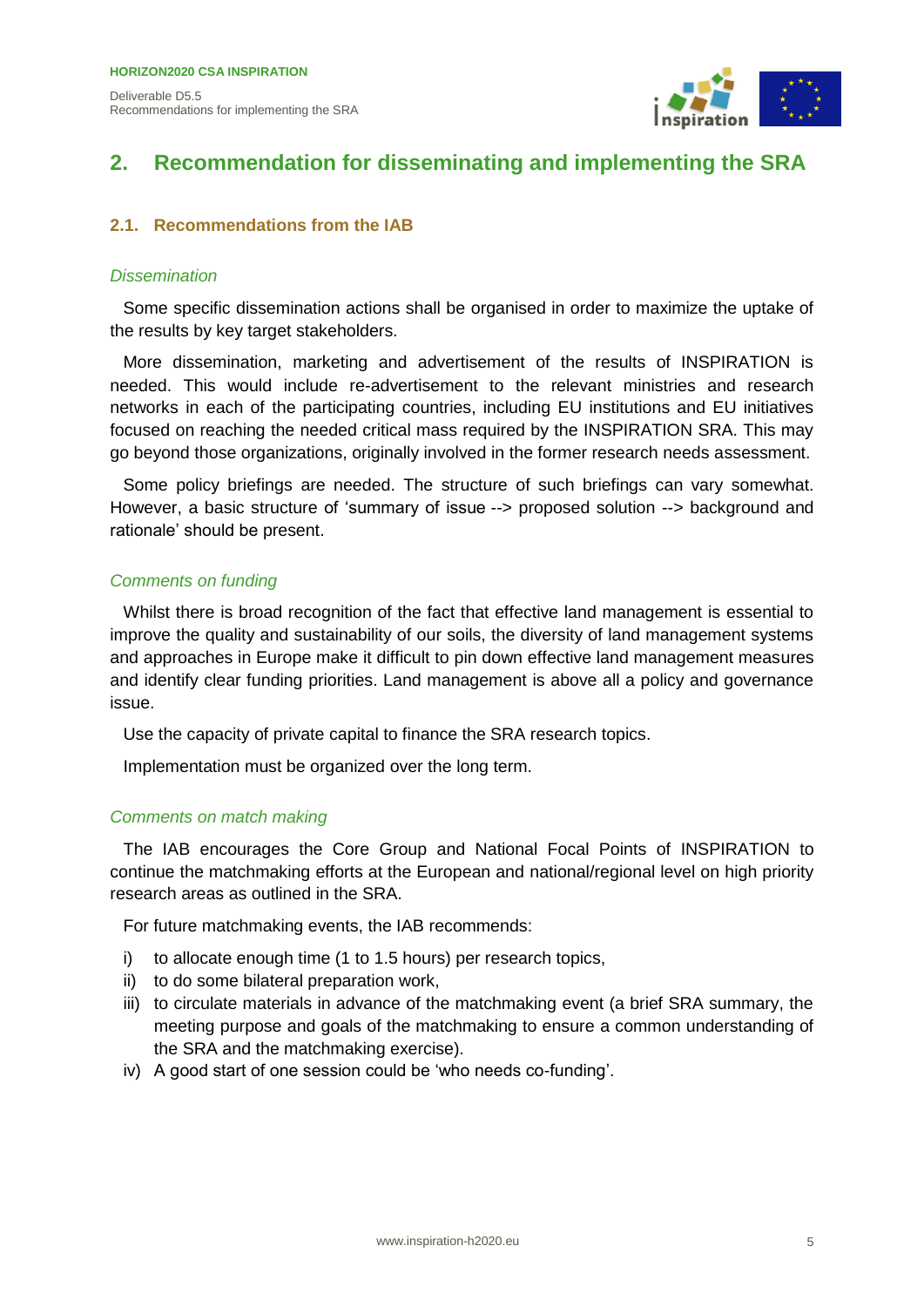## 2. Recommendation for disseminating and implementing the SRA

### 2.1. Recommendations from the IAB

*Dissemination*

Some specific dissemination actions shall be organised in order to maximize the uptake of the results by key target stakeholders.

More dissemination, marketing and advertisement of the results of INSPIRATION is needed. This would include re-advertisement to the relevant ministries and research networks in each of the participating countries, including EU institutions and EU initiatives focused on reaching the needed critical mass required by the INSPIRATION SRA. This may go beyond those organizations, originally involved in the former research needs assessment.

Some policy briefings are needed. The structure of such briefings can vary somewhat. However, a basic structure of 'summary of issue --> proposed solution --> background and rationale' should be present.

*Comments on funding*

Whilst there is broad recognition of the fact that effective land management is essential to improve the quality and sustainability of our soils, the diversity of land management systems and approaches in Europe make it difficult to pin down effective land management measures and identify clear funding priorities. Land management is above all a policy and governance issue.

Use the capacity of private capital to finance the SRA research topics.

Implementation must be organized over the long term.

*Comments on match making*

The IAB encourages the Core Group and National Focal Points of INSPIRATION to continue the matchmaking efforts at the European and national/regional level on high priority research areas as outlined in the SRA.

For future matchmaking events, the IAB recommends:

i) to allocate enough time (1 to 1.5 hours) per research topics,
ii) to do some bilateral preparation work,
iii) to circulate materials in advance of the matchmaking event (a brief SRA summary, the meeting purpose and goals of the matchmaking to ensure a common understanding of the SRA and the matchmaking exercise).
iv) A good start of one session could be 'who needs co-funding'.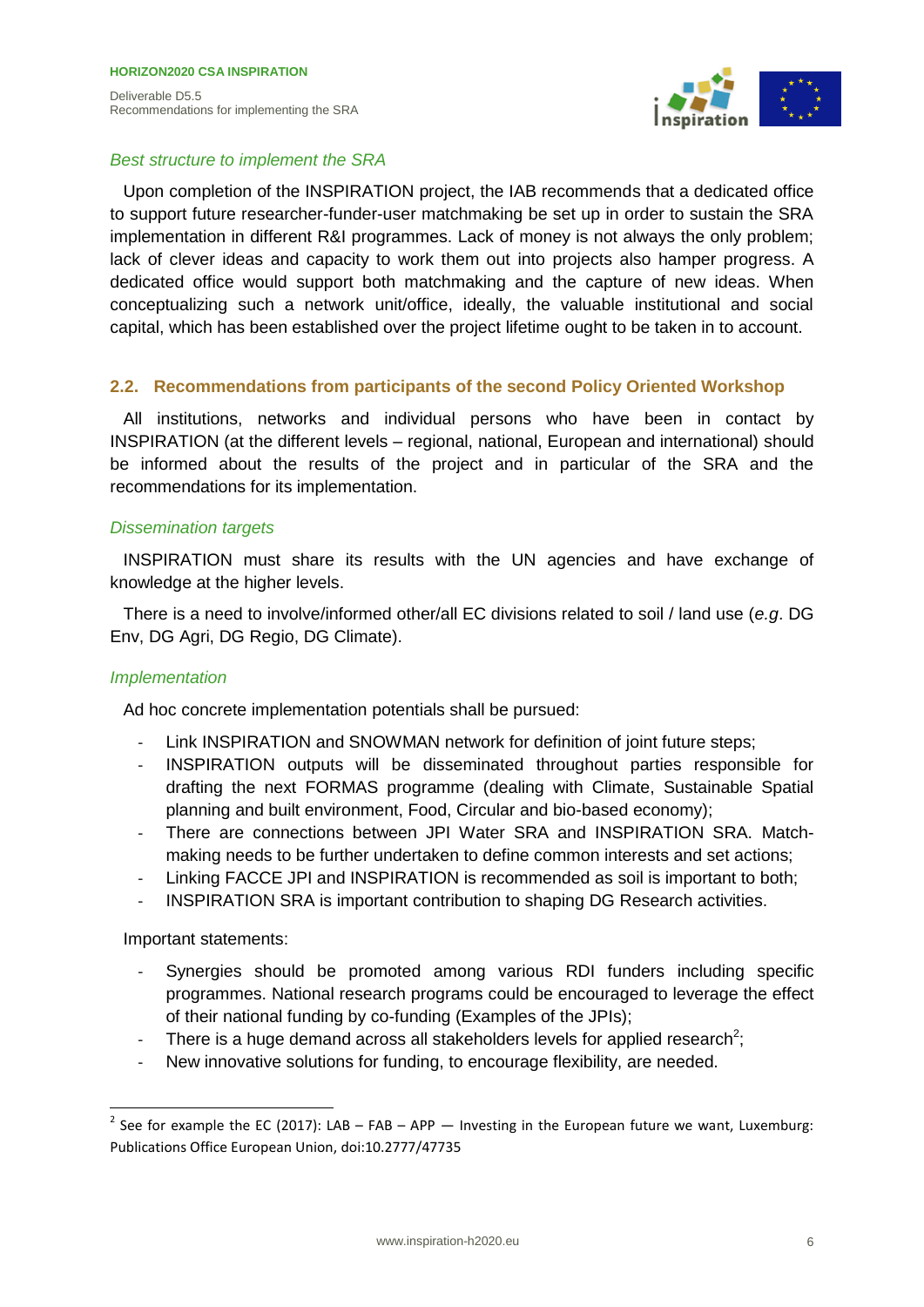*Best structure to implement the SRA*

Upon completion of the INSPIRATION project, the IAB recommends that a dedicated office to support future researcher-funder-user matchmaking be set up in order to sustain the SRA implementation in different R&I programmes. Lack of money is not always the only problem; lack of clever ideas and capacity to work them out into projects also hamper progress. A dedicated office would support both matchmaking and the capture of new ideas. When conceptualizing such a network unit/office, ideally, the valuable institutional and social capital, which has been established over the project lifetime ought to be taken in to account.

## 2.2. Recommendations from participants of the second Policy Oriented Workshop

All institutions, networks and individual persons who have been in contact by INSPIRATION (at the different levels – regional, national, European and international) should be informed about the results of the project and in particular of the SRA and the recommendations for its implementation.

*Dissemination targets*

INSPIRATION must share its results with the UN agencies and have exchange of knowledge at the higher levels.

There is a need to involve/informed other/all EC divisions related to soil / land use (*e.g*. DG Env, DG Agri, DG Regio, DG Climate).

*Implementation*

Ad hoc concrete implementation potentials shall be pursued:

- Link INSPIRATION and SNOWMAN network for definition of joint future steps;
- INSPIRATION outputs will be disseminated throughout parties responsible for drafting the next FORMAS programme (dealing with Climate, Sustainable Spatial planning and built environment, Food, Circular and bio-based economy);
- There are connections between JPI Water SRA and INSPIRATION SRA. Match-making needs to be further undertaken to define common interests and set actions;
- Linking FACCE JPI and INSPIRATION is recommended as soil is important to both;
- INSPIRATION SRA is important contribution to shaping DG Research activities.

Important statements:

- Synergies should be promoted among various RDI funders including specific programmes. National research programs could be encouraged to leverage the effect of their national funding by co-funding (Examples of the JPIs);
- There is a huge demand across all stakeholders levels for applied research[2];
- New innovative solutions for funding, to encourage flexibility, are needed.

---

[2] See for example the EC (2017): LAB – FAB – APP — Investing in the European future we want, Luxemburg: Publications Office European Union, doi:10.2777/47735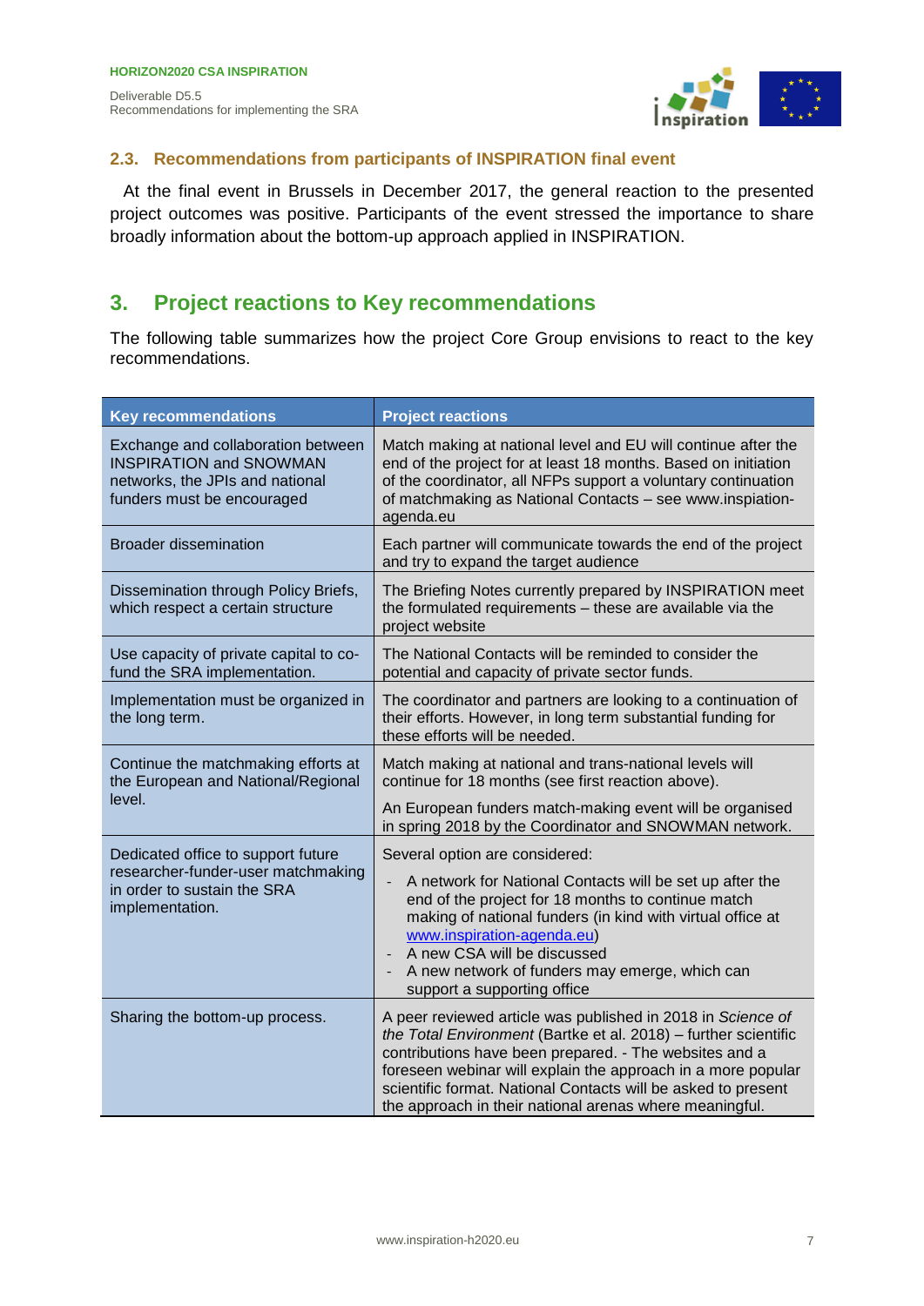### 2.3. Recommendations from participants of INSPIRATION final event

At the final event in Brussels in December 2017, the general reaction to the presented project outcomes was positive. Participants of the event stressed the importance to share broadly information about the bottom-up approach applied in INSPIRATION.

## 3. Project reactions to Key recommendations

The following table summarizes how the project Core Group envisions to react to the key recommendations.

| Key recommendations | Project reactions |
|---|---|
| Exchange and collaboration between INSPIRATION and SNOWMAN networks, the JPIs and national funders must be encouraged | Match making at national level and EU will continue after the end of the project for at least 18 months. Based on initiation of the coordinator, all NFPs support a voluntary continuation of matchmaking as National Contacts – see www.inspiation-agenda.eu |
| Broader dissemination | Each partner will communicate towards the end of the project and try to expand the target audience |
| Dissemination through Policy Briefs, which respect a certain structure | The Briefing Notes currently prepared by INSPIRATION meet the formulated requirements – these are available via the project website |
| Use capacity of private capital to co-fund the SRA implementation. | The National Contacts will be reminded to consider the potential and capacity of private sector funds. |
| Implementation must be organized in the long term. | The coordinator and partners are looking to a continuation of their efforts. However, in long term substantial funding for these efforts will be needed. |
| Continue the matchmaking efforts at the European and National/Regional level. | Match making at national and trans-national levels will continue for 18 months (see first reaction above).<br><br>An European funders match-making event will be organised in spring 2018 by the Coordinator and SNOWMAN network. |
| Dedicated office to support future researcher-funder-user matchmaking in order to sustain the SRA implementation. | Several option are considered:<br>- A network for National Contacts will be set up after the end of the project for 18 months to continue match making of national funders (in kind with virtual office at www.inspiration-agenda.eu)<br>- A new CSA will be discussed<br>- A new network of funders may emerge, which can support a supporting office |
| Sharing the bottom-up process. | A peer reviewed article was published in 2018 in *Science of the Total Environment* (Bartke et al. 2018) – further scientific contributions have been prepared. - The websites and a foreseen webinar will explain the approach in a more popular scientific format. National Contacts will be asked to present the approach in their national arenas where meaningful. |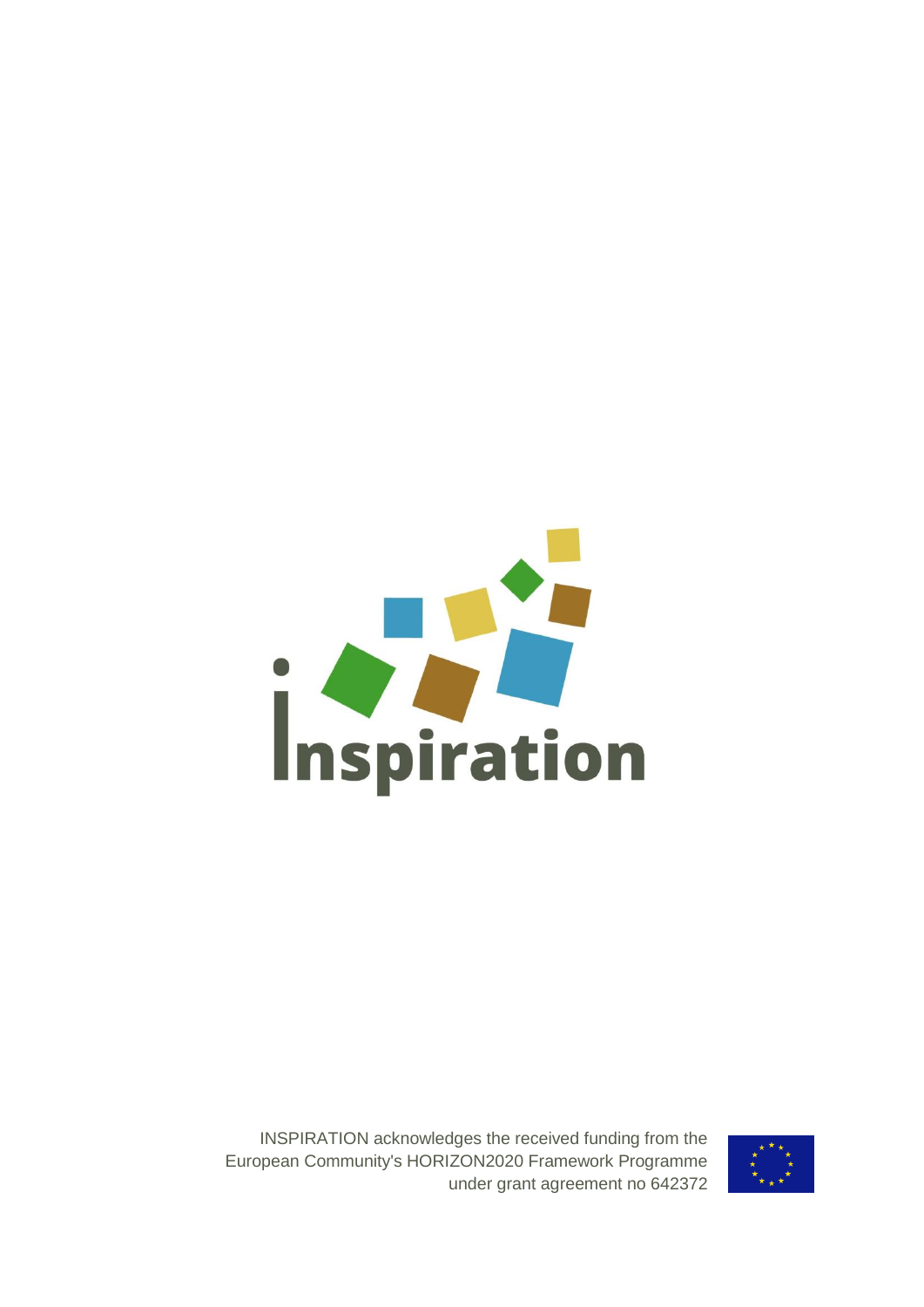Inspiration

INSPIRATION acknowledges the received funding from the European Community's HORIZON2020 Framework Programme under grant agreement no 642372